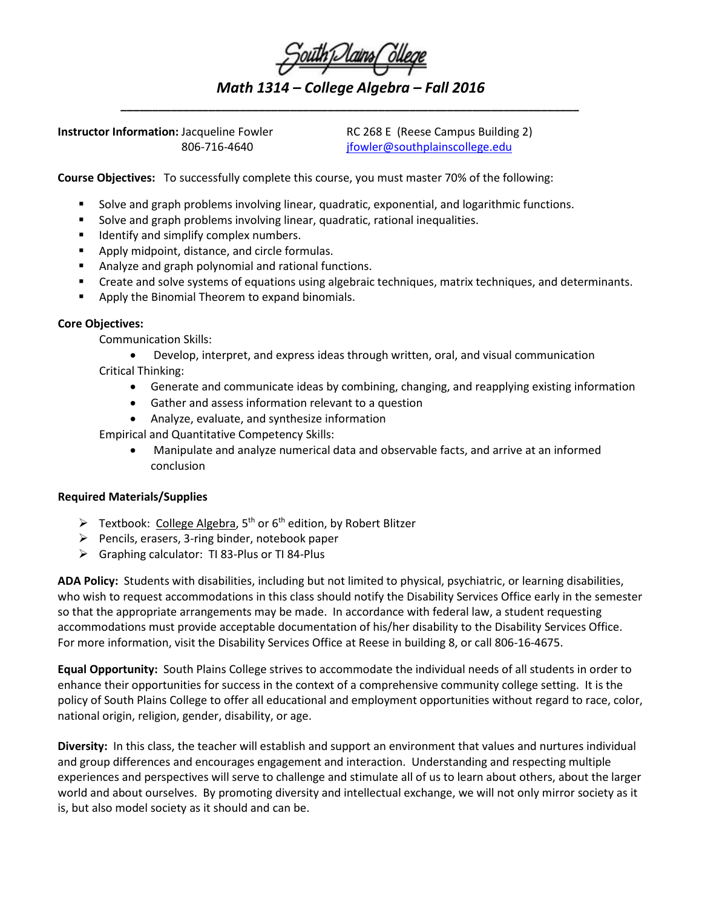South Plains College

# *Math 1314 – College Algebra – Fall 2016*

**Instructor Information:** Jacqueline Fowler
806-716-4640

RC 268 E (Reese Campus Building 2)
jfowler@southplainscollege.edu

**Course Objectives:** To successfully complete this course, you must master 70% of the following:

- Solve and graph problems involving linear, quadratic, exponential, and logarithmic functions.
- Solve and graph problems involving linear, quadratic, rational inequalities.
- Identify and simplify complex numbers.
- Apply midpoint, distance, and circle formulas.
- Analyze and graph polynomial and rational functions.
- Create and solve systems of equations using algebraic techniques, matrix techniques, and determinants.
- Apply the Binomial Theorem to expand binomials.

**Core Objectives:**

Communication Skills:

- Develop, interpret, and express ideas through written, oral, and visual communication

Critical Thinking:

- Generate and communicate ideas by combining, changing, and reapplying existing information
- Gather and assess information relevant to a question
- Analyze, evaluate, and synthesize information

Empirical and Quantitative Competency Skills:

- Manipulate and analyze numerical data and observable facts, and arrive at an informed conclusion

**Required Materials/Supplies**

- Textbook: College Algebra, 5th or 6th edition, by Robert Blitzer
- Pencils, erasers, 3-ring binder, notebook paper
- Graphing calculator: TI 83-Plus or TI 84-Plus

**ADA Policy:** Students with disabilities, including but not limited to physical, psychiatric, or learning disabilities, who wish to request accommodations in this class should notify the Disability Services Office early in the semester so that the appropriate arrangements may be made. In accordance with federal law, a student requesting accommodations must provide acceptable documentation of his/her disability to the Disability Services Office. For more information, visit the Disability Services Office at Reese in building 8, or call 806-16-4675.

**Equal Opportunity:** South Plains College strives to accommodate the individual needs of all students in order to enhance their opportunities for success in the context of a comprehensive community college setting. It is the policy of South Plains College to offer all educational and employment opportunities without regard to race, color, national origin, religion, gender, disability, or age.

**Diversity:** In this class, the teacher will establish and support an environment that values and nurtures individual and group differences and encourages engagement and interaction. Understanding and respecting multiple experiences and perspectives will serve to challenge and stimulate all of us to learn about others, about the larger world and about ourselves. By promoting diversity and intellectual exchange, we will not only mirror society as it is, but also model society as it should and can be.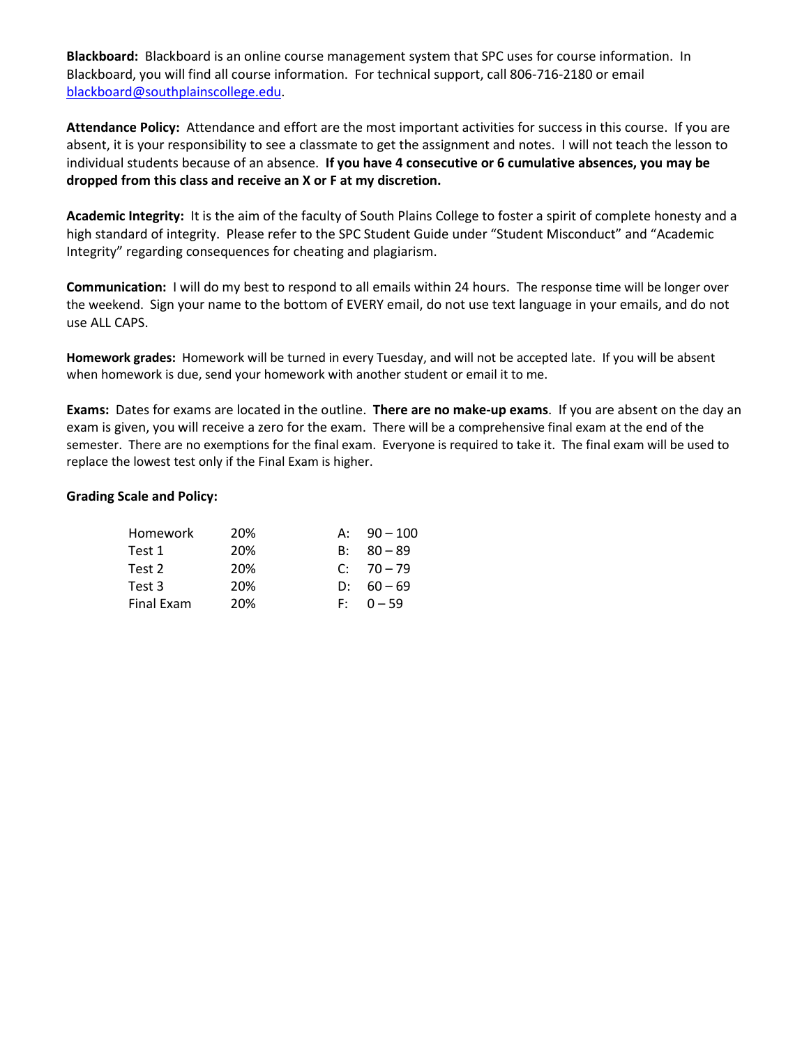**Blackboard:** Blackboard is an online course management system that SPC uses for course information. In Blackboard, you will find all course information. For technical support, call 806-716-2180 or email blackboard@southplainscollege.edu.

**Attendance Policy:** Attendance and effort are the most important activities for success in this course. If you are absent, it is your responsibility to see a classmate to get the assignment and notes. I will not teach the lesson to individual students because of an absence. **If you have 4 consecutive or 6 cumulative absences, you may be dropped from this class and receive an X or F at my discretion.**

**Academic Integrity:** It is the aim of the faculty of South Plains College to foster a spirit of complete honesty and a high standard of integrity. Please refer to the SPC Student Guide under "Student Misconduct" and "Academic Integrity" regarding consequences for cheating and plagiarism.

**Communication:** I will do my best to respond to all emails within 24 hours. The response time will be longer over the weekend. Sign your name to the bottom of EVERY email, do not use text language in your emails, and do not use ALL CAPS.

**Homework grades:** Homework will be turned in every Tuesday, and will not be accepted late. If you will be absent when homework is due, send your homework with another student or email it to me.

**Exams:** Dates for exams are located in the outline. **There are no make-up exams**. If you are absent on the day an exam is given, you will receive a zero for the exam. There will be a comprehensive final exam at the end of the semester. There are no exemptions for the final exam. Everyone is required to take it. The final exam will be used to replace the lowest test only if the Final Exam is higher.

**Grading Scale and Policy:**

| | | | |
|---|---|---|---|
| Homework | 20% | A: | 90 – 100 |
| Test 1 | 20% | B: | 80 – 89 |
| Test 2 | 20% | C: | 70 – 79 |
| Test 3 | 20% | D: | 60 – 69 |
| Final Exam | 20% | F: | 0 – 59 |